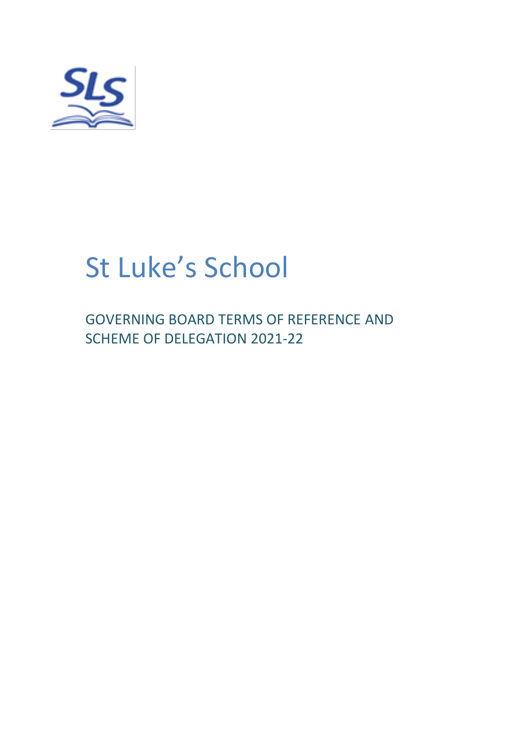# St Luke's School

## GOVERNING BOARD TERMS OF REFERENCE AND SCHEME OF DELEGATION 2021-22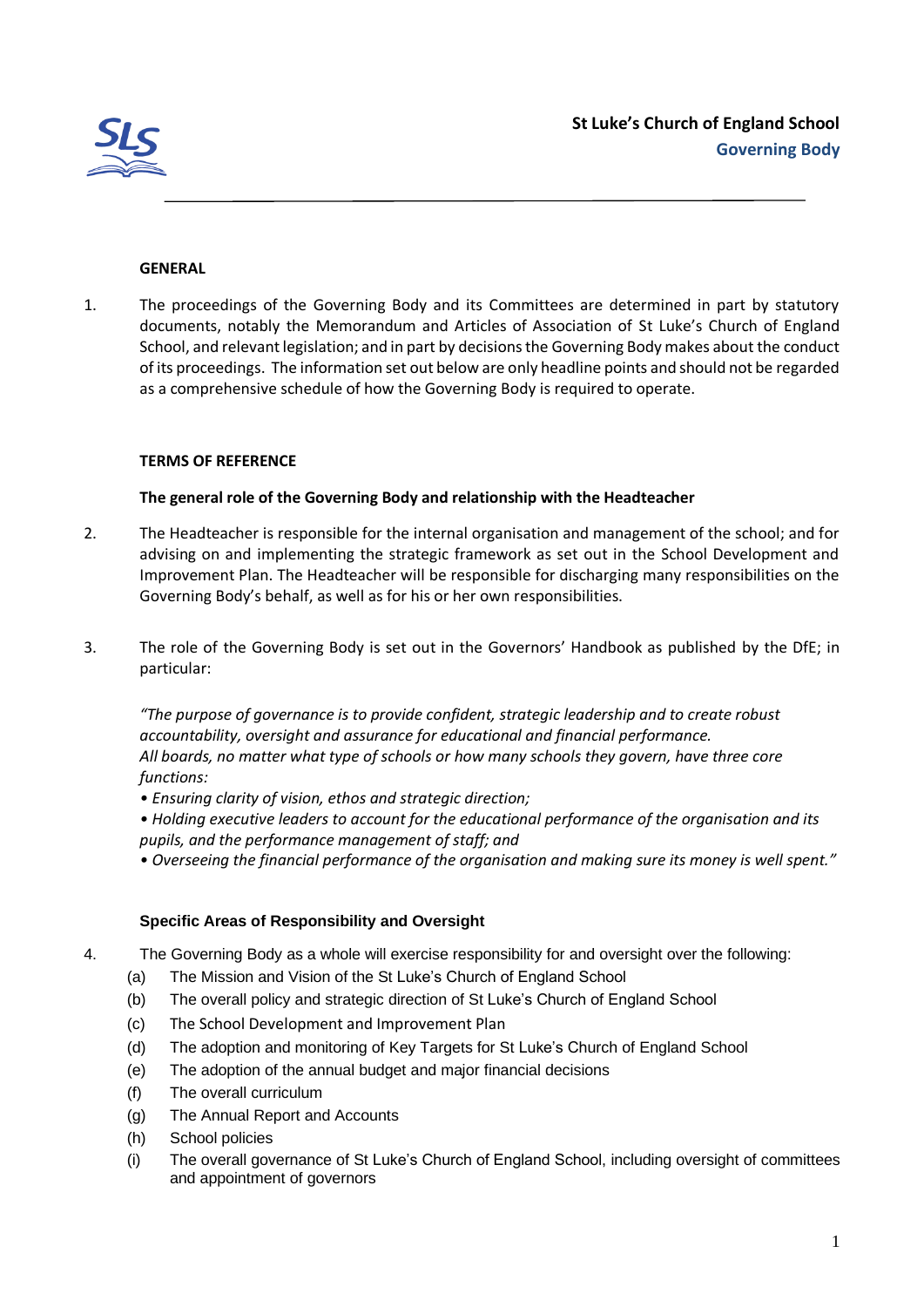**St Luke's Church of England School**
**Governing Body**

## GENERAL

1. The proceedings of the Governing Body and its Committees are determined in part by statutory documents, notably the Memorandum and Articles of Association of St Luke's Church of England School, and relevant legislation; and in part by decisions the Governing Body makes about the conduct of its proceedings. The information set out below are only headline points and should not be regarded as a comprehensive schedule of how the Governing Body is required to operate.

## TERMS OF REFERENCE

### The general role of the Governing Body and relationship with the Headteacher

2. The Headteacher is responsible for the internal organisation and management of the school; and for advising on and implementing the strategic framework as set out in the School Development and Improvement Plan. The Headteacher will be responsible for discharging many responsibilities on the Governing Body's behalf, as well as for his or her own responsibilities.

3. The role of the Governing Body is set out in the Governors' Handbook as published by the DfE; in particular:

   *"The purpose of governance is to provide confident, strategic leadership and to create robust accountability, oversight and assurance for educational and financial performance.*
   *All boards, no matter what type of schools or how many schools they govern, have three core functions:*
   *• Ensuring clarity of vision, ethos and strategic direction;*
   *• Holding executive leaders to account for the educational performance of the organisation and its pupils, and the performance management of staff; and*
   *• Overseeing the financial performance of the organisation and making sure its money is well spent."*

### Specific Areas of Responsibility and Oversight

4. The Governing Body as a whole will exercise responsibility for and oversight over the following:
   (a) The Mission and Vision of the St Luke's Church of England School
   (b) The overall policy and strategic direction of St Luke's Church of England School
   (c) The School Development and Improvement Plan
   (d) The adoption and monitoring of Key Targets for St Luke's Church of England School
   (e) The adoption of the annual budget and major financial decisions
   (f) The overall curriculum
   (g) The Annual Report and Accounts
   (h) School policies
   (i) The overall governance of St Luke's Church of England School, including oversight of committees and appointment of governors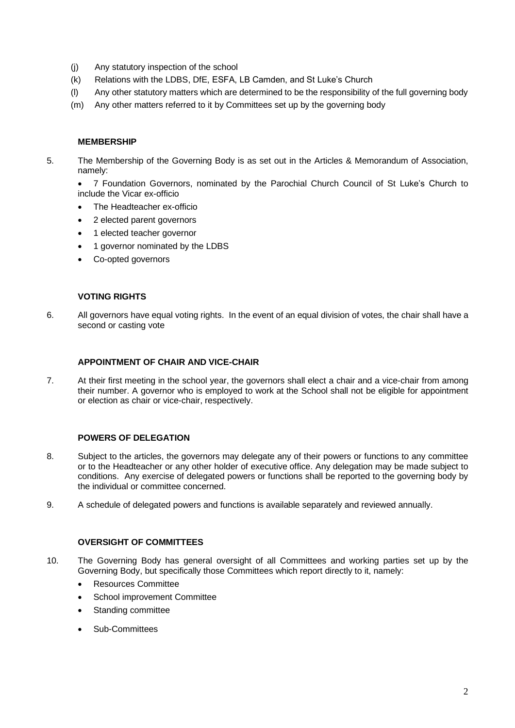(j) Any statutory inspection of the school
(k) Relations with the LDBS, DfE, ESFA, LB Camden, and St Luke's Church
(l) Any other statutory matters which are determined to be the responsibility of the full governing body
(m) Any other matters referred to it by Committees set up by the governing body

**MEMBERSHIP**

5. The Membership of the Governing Body is as set out in the Articles & Memorandum of Association, namely:

- 7 Foundation Governors, nominated by the Parochial Church Council of St Luke's Church to include the Vicar ex-officio
- The Headteacher ex-officio
- 2 elected parent governors
- 1 elected teacher governor
- 1 governor nominated by the LDBS
- Co-opted governors

**VOTING RIGHTS**

6. All governors have equal voting rights. In the event of an equal division of votes, the chair shall have a second or casting vote

**APPOINTMENT OF CHAIR AND VICE-CHAIR**

7. At their first meeting in the school year, the governors shall elect a chair and a vice-chair from among their number. A governor who is employed to work at the School shall not be eligible for appointment or election as chair or vice-chair, respectively.

**POWERS OF DELEGATION**

8. Subject to the articles, the governors may delegate any of their powers or functions to any committee or to the Headteacher or any other holder of executive office. Any delegation may be made subject to conditions. Any exercise of delegated powers or functions shall be reported to the governing body by the individual or committee concerned.

9. A schedule of delegated powers and functions is available separately and reviewed annually.

**OVERSIGHT OF COMMITTEES**

10. The Governing Body has general oversight of all Committees and working parties set up by the Governing Body, but specifically those Committees which report directly to it, namely:

- Resources Committee
- School improvement Committee
- Standing committee
- Sub-Committees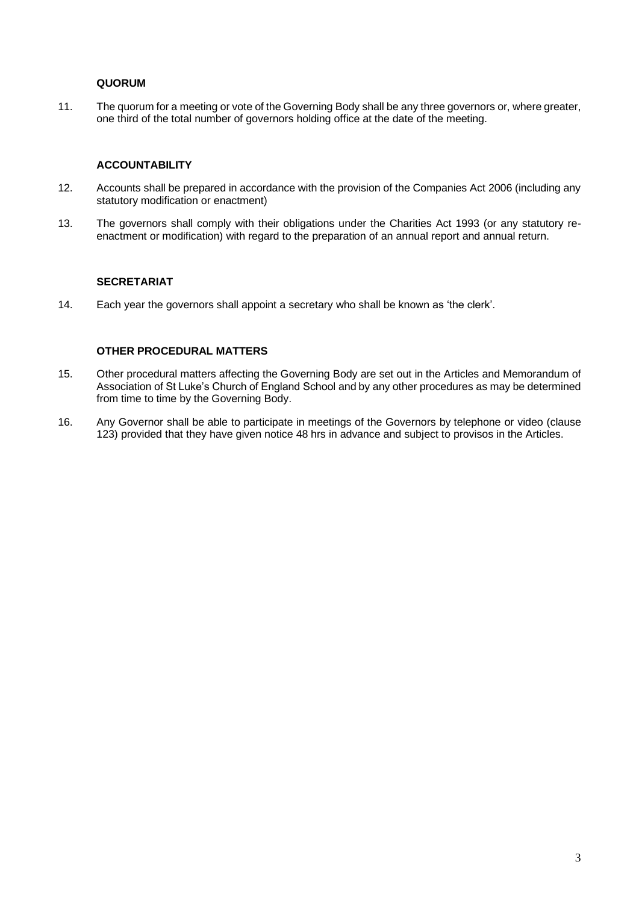### QUORUM

11. The quorum for a meeting or vote of the Governing Body shall be any three governors or, where greater, one third of the total number of governors holding office at the date of the meeting.

### ACCOUNTABILITY

12. Accounts shall be prepared in accordance with the provision of the Companies Act 2006 (including any statutory modification or enactment)

13. The governors shall comply with their obligations under the Charities Act 1993 (or any statutory re-enactment or modification) with regard to the preparation of an annual report and annual return.

### SECRETARIAT

14. Each year the governors shall appoint a secretary who shall be known as 'the clerk'.

### OTHER PROCEDURAL MATTERS

15. Other procedural matters affecting the Governing Body are set out in the Articles and Memorandum of Association of St Luke's Church of England School and by any other procedures as may be determined from time to time by the Governing Body.

16. Any Governor shall be able to participate in meetings of the Governors by telephone or video (clause 123) provided that they have given notice 48 hrs in advance and subject to provisos in the Articles.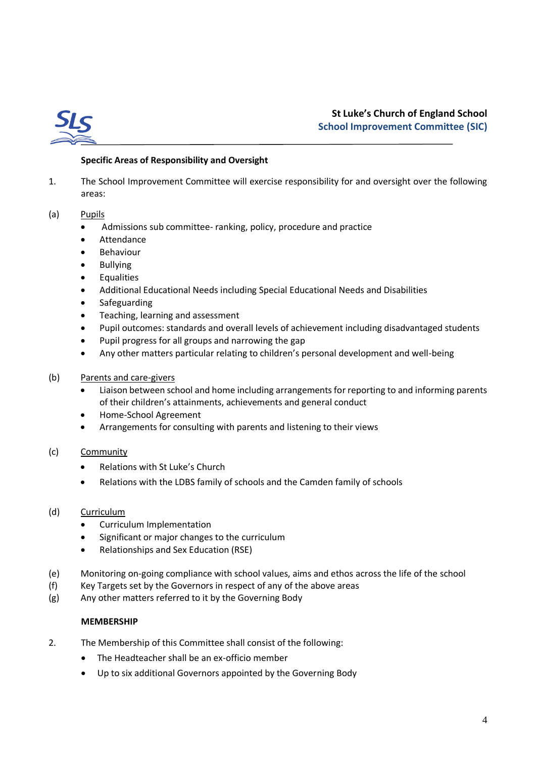**St Luke's Church of England School**
**School Improvement Committee (SIC)**

**Specific Areas of Responsibility and Oversight**

1. The School Improvement Committee will exercise responsibility for and oversight over the following areas:

(a) Pupils

- Admissions sub committee- ranking, policy, procedure and practice
- Attendance
- Behaviour
- Bullying
- Equalities
- Additional Educational Needs including Special Educational Needs and Disabilities
- Safeguarding
- Teaching, learning and assessment
- Pupil outcomes: standards and overall levels of achievement including disadvantaged students
- Pupil progress for all groups and narrowing the gap
- Any other matters particular relating to children's personal development and well-being

(b) Parents and care-givers

- Liaison between school and home including arrangements for reporting to and informing parents of their children's attainments, achievements and general conduct
- Home-School Agreement
- Arrangements for consulting with parents and listening to their views

(c) Community

- Relations with St Luke's Church
- Relations with the LDBS family of schools and the Camden family of schools

(d) Curriculum

- Curriculum Implementation
- Significant or major changes to the curriculum
- Relationships and Sex Education (RSE)

(e) Monitoring on-going compliance with school values, aims and ethos across the life of the school
(f) Key Targets set by the Governors in respect of any of the above areas
(g) Any other matters referred to it by the Governing Body

**MEMBERSHIP**

2. The Membership of this Committee shall consist of the following:

- The Headteacher shall be an ex-officio member
- Up to six additional Governors appointed by the Governing Body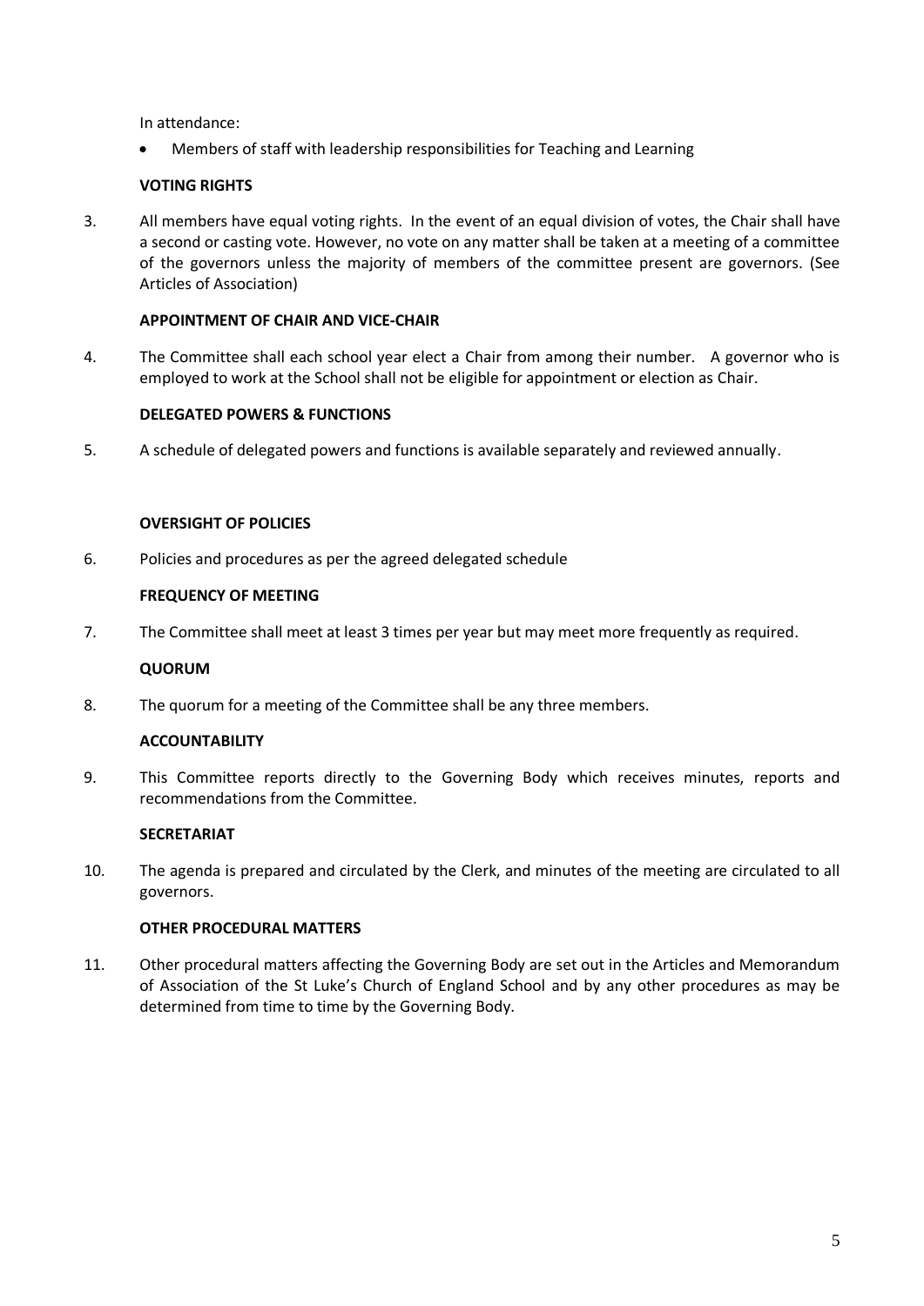In attendance:

- Members of staff with leadership responsibilities for Teaching and Learning

**VOTING RIGHTS**

3. All members have equal voting rights. In the event of an equal division of votes, the Chair shall have a second or casting vote. However, no vote on any matter shall be taken at a meeting of a committee of the governors unless the majority of members of the committee present are governors. (See Articles of Association)

**APPOINTMENT OF CHAIR AND VICE-CHAIR**

4. The Committee shall each school year elect a Chair from among their number. A governor who is employed to work at the School shall not be eligible for appointment or election as Chair.

**DELEGATED POWERS & FUNCTIONS**

5. A schedule of delegated powers and functions is available separately and reviewed annually.

**OVERSIGHT OF POLICIES**

6. Policies and procedures as per the agreed delegated schedule

**FREQUENCY OF MEETING**

7. The Committee shall meet at least 3 times per year but may meet more frequently as required.

**QUORUM**

8. The quorum for a meeting of the Committee shall be any three members.

**ACCOUNTABILITY**

9. This Committee reports directly to the Governing Body which receives minutes, reports and recommendations from the Committee.

**SECRETARIAT**

10. The agenda is prepared and circulated by the Clerk, and minutes of the meeting are circulated to all governors.

**OTHER PROCEDURAL MATTERS**

11. Other procedural matters affecting the Governing Body are set out in the Articles and Memorandum of Association of the St Luke's Church of England School and by any other procedures as may be determined from time to time by the Governing Body.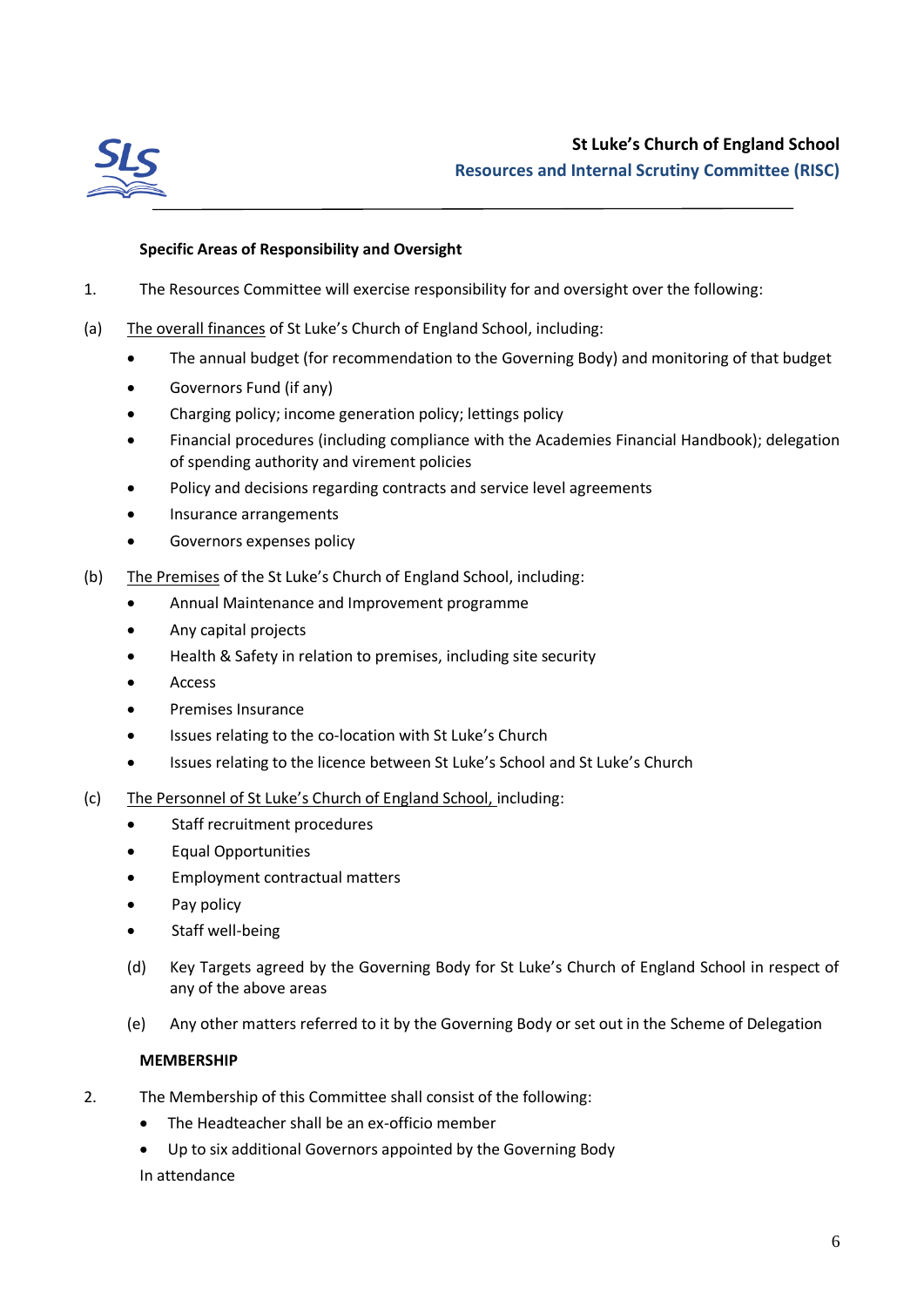**Specific Areas of Responsibility and Oversight**

1. The Resources Committee will exercise responsibility for and oversight over the following:

(a) The overall finances of St Luke's Church of England School, including:

- The annual budget (for recommendation to the Governing Body) and monitoring of that budget
- Governors Fund (if any)
- Charging policy; income generation policy; lettings policy
- Financial procedures (including compliance with the Academies Financial Handbook); delegation of spending authority and virement policies
- Policy and decisions regarding contracts and service level agreements
- Insurance arrangements
- Governors expenses policy

(b) The Premises of the St Luke's Church of England School, including:

- Annual Maintenance and Improvement programme
- Any capital projects
- Health & Safety in relation to premises, including site security
- Access
- Premises Insurance
- Issues relating to the co-location with St Luke's Church
- Issues relating to the licence between St Luke's School and St Luke's Church

(c) The Personnel of St Luke's Church of England School, including:

- Staff recruitment procedures
- Equal Opportunities
- Employment contractual matters
- Pay policy
- Staff well-being

(d) Key Targets agreed by the Governing Body for St Luke's Church of England School in respect of any of the above areas

(e) Any other matters referred to it by the Governing Body or set out in the Scheme of Delegation

**MEMBERSHIP**

2. The Membership of this Committee shall consist of the following:

- The Headteacher shall be an ex-officio member
- Up to six additional Governors appointed by the Governing Body

In attendance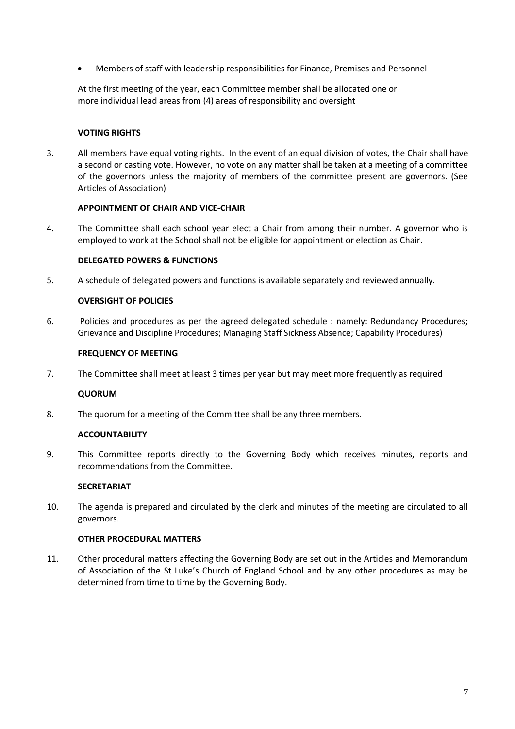- Members of staff with leadership responsibilities for Finance, Premises and Personnel

At the first meeting of the year, each Committee member shall be allocated one or more individual lead areas from (4) areas of responsibility and oversight

**VOTING RIGHTS**

3. All members have equal voting rights. In the event of an equal division of votes, the Chair shall have a second or casting vote. However, no vote on any matter shall be taken at a meeting of a committee of the governors unless the majority of members of the committee present are governors. (See Articles of Association)

**APPOINTMENT OF CHAIR AND VICE-CHAIR**

4. The Committee shall each school year elect a Chair from among their number. A governor who is employed to work at the School shall not be eligible for appointment or election as Chair.

**DELEGATED POWERS & FUNCTIONS**

5. A schedule of delegated powers and functions is available separately and reviewed annually.

**OVERSIGHT OF POLICIES**

6. Policies and procedures as per the agreed delegated schedule : namely: Redundancy Procedures; Grievance and Discipline Procedures; Managing Staff Sickness Absence; Capability Procedures)

**FREQUENCY OF MEETING**

7. The Committee shall meet at least 3 times per year but may meet more frequently as required

**QUORUM**

8. The quorum for a meeting of the Committee shall be any three members.

**ACCOUNTABILITY**

9. This Committee reports directly to the Governing Body which receives minutes, reports and recommendations from the Committee.

**SECRETARIAT**

10. The agenda is prepared and circulated by the clerk and minutes of the meeting are circulated to all governors.

**OTHER PROCEDURAL MATTERS**

11. Other procedural matters affecting the Governing Body are set out in the Articles and Memorandum of Association of the St Luke's Church of England School and by any other procedures as may be determined from time to time by the Governing Body.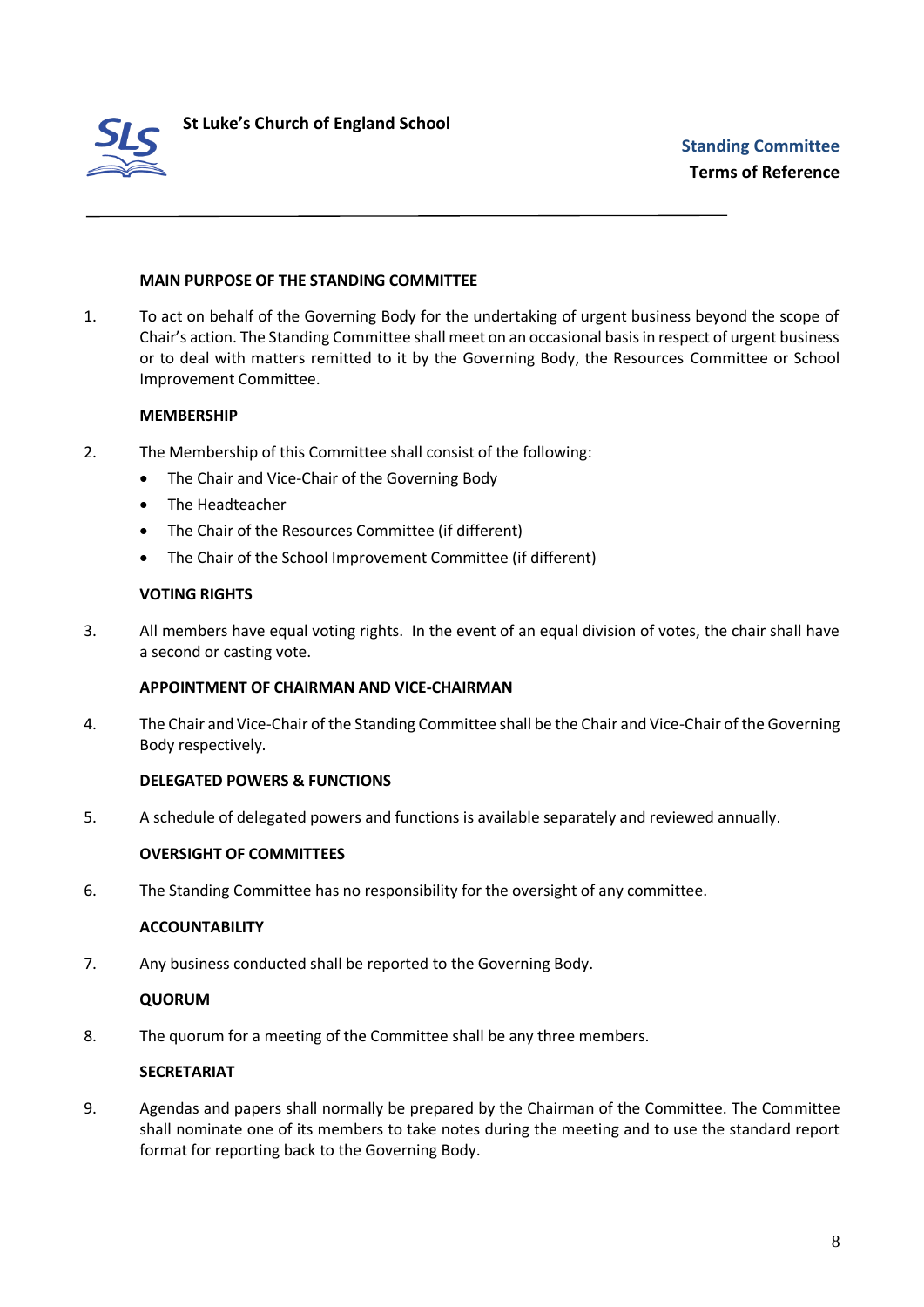**St Luke's Church of England School**

## Standing Committee
**Terms of Reference**

---

**MAIN PURPOSE OF THE STANDING COMMITTEE**

1. To act on behalf of the Governing Body for the undertaking of urgent business beyond the scope of Chair's action. The Standing Committee shall meet on an occasional basis in respect of urgent business or to deal with matters remitted to it by the Governing Body, the Resources Committee or School Improvement Committee.

**MEMBERSHIP**

2. The Membership of this Committee shall consist of the following:
   - The Chair and Vice-Chair of the Governing Body
   - The Headteacher
   - The Chair of the Resources Committee (if different)
   - The Chair of the School Improvement Committee (if different)

**VOTING RIGHTS**

3. All members have equal voting rights. In the event of an equal division of votes, the chair shall have a second or casting vote.

**APPOINTMENT OF CHAIRMAN AND VICE-CHAIRMAN**

4. The Chair and Vice-Chair of the Standing Committee shall be the Chair and Vice-Chair of the Governing Body respectively.

**DELEGATED POWERS & FUNCTIONS**

5. A schedule of delegated powers and functions is available separately and reviewed annually.

**OVERSIGHT OF COMMITTEES**

6. The Standing Committee has no responsibility for the oversight of any committee.

**ACCOUNTABILITY**

7. Any business conducted shall be reported to the Governing Body.

**QUORUM**

8. The quorum for a meeting of the Committee shall be any three members.

**SECRETARIAT**

9. Agendas and papers shall normally be prepared by the Chairman of the Committee. The Committee shall nominate one of its members to take notes during the meeting and to use the standard report format for reporting back to the Governing Body.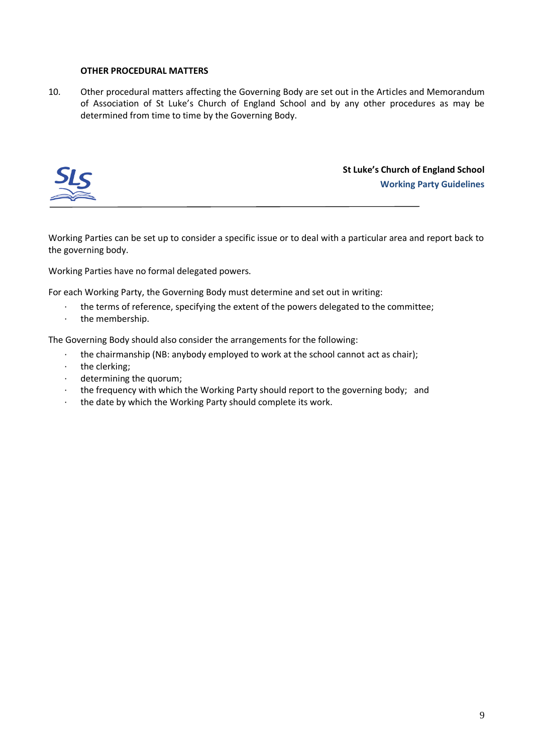**OTHER PROCEDURAL MATTERS**

10. Other procedural matters affecting the Governing Body are set out in the Articles and Memorandum of Association of St Luke's Church of England School and by any other procedures as may be determined from time to time by the Governing Body.

**St Luke's Church of England School**

**Working Party Guidelines**

Working Parties can be set up to consider a specific issue or to deal with a particular area and report back to the governing body.

Working Parties have no formal delegated powers.

For each Working Party, the Governing Body must determine and set out in writing:

- the terms of reference, specifying the extent of the powers delegated to the committee;
- the membership.

The Governing Body should also consider the arrangements for the following:

- the chairmanship (NB: anybody employed to work at the school cannot act as chair);
- the clerking;
- determining the quorum;
- the frequency with which the Working Party should report to the governing body; and
- the date by which the Working Party should complete its work.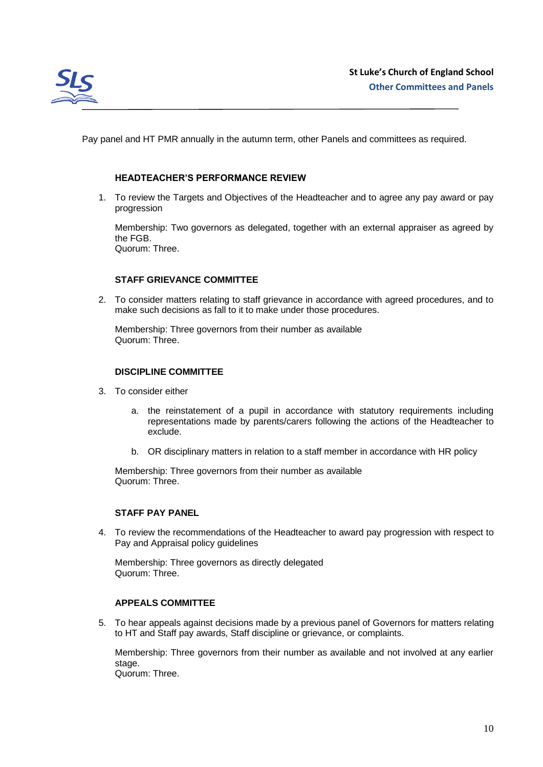Pay panel and HT PMR annually in the autumn term, other Panels and committees as required.

### HEADTEACHER'S PERFORMANCE REVIEW

1. To review the Targets and Objectives of the Headteacher and to agree any pay award or pay progression

   Membership: Two governors as delegated, together with an external appraiser as agreed by the FGB.
   Quorum: Three.

### STAFF GRIEVANCE COMMITTEE

2. To consider matters relating to staff grievance in accordance with agreed procedures, and to make such decisions as fall to it to make under those procedures.

   Membership: Three governors from their number as available
   Quorum: Three.

### DISCIPLINE COMMITTEE

3. To consider either

   a. the reinstatement of a pupil in accordance with statutory requirements including representations made by parents/carers following the actions of the Headteacher to exclude.

   b. OR disciplinary matters in relation to a staff member in accordance with HR policy

   Membership: Three governors from their number as available
   Quorum: Three.

### STAFF PAY PANEL

4. To review the recommendations of the Headteacher to award pay progression with respect to Pay and Appraisal policy guidelines

   Membership: Three governors as directly delegated
   Quorum: Three.

### APPEALS COMMITTEE

5. To hear appeals against decisions made by a previous panel of Governors for matters relating to HT and Staff pay awards, Staff discipline or grievance, or complaints.

   Membership: Three governors from their number as available and not involved at any earlier stage.
   Quorum: Three.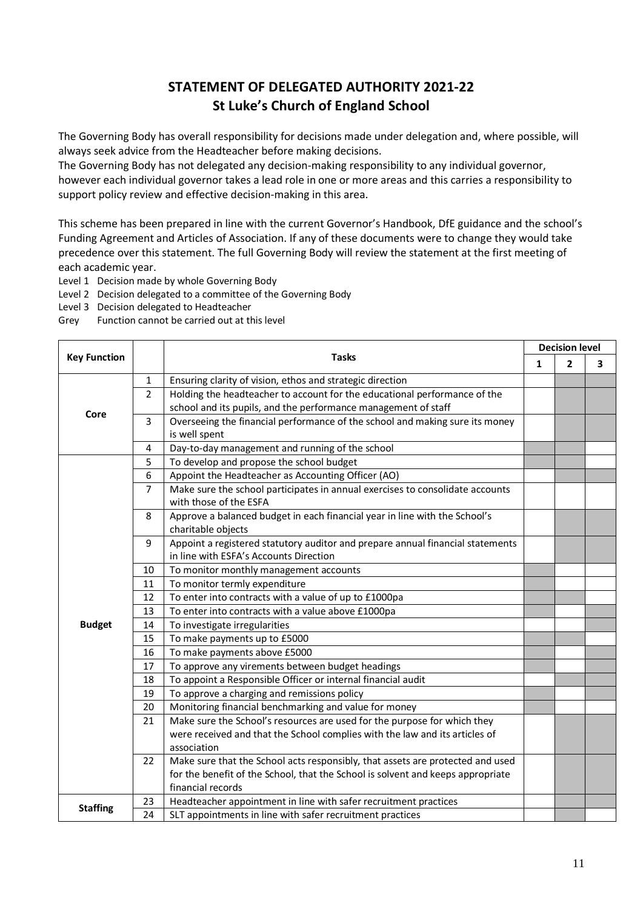# STATEMENT OF DELEGATED AUTHORITY 2021-22
## St Luke's Church of England School

The Governing Body has overall responsibility for decisions made under delegation and, where possible, will always seek advice from the Headteacher before making decisions.
The Governing Body has not delegated any decision-making responsibility to any individual governor, however each individual governor takes a lead role in one or more areas and this carries a responsibility to support policy review and effective decision-making in this area.

This scheme has been prepared in line with the current Governor's Handbook, DfE guidance and the school's Funding Agreement and Articles of Association. If any of these documents were to change they would take precedence over this statement. The full Governing Body will review the statement at the first meeting of each academic year.

Level 1 Decision made by whole Governing Body
Level 2 Decision delegated to a committee of the Governing Body
Level 3 Decision delegated to Headteacher
Grey Function cannot be carried out at this level

| Key Function | | Tasks | Decision level | | |
|---|---|---|---|---|---|
| | | | 1 | 2 | 3 |
| Core | 1 | Ensuring clarity of vision, ethos and strategic direction | | Grey | Grey |
| | 2 | Holding the headteacher to account for the educational performance of the school and its pupils, and the performance management of staff | | Grey | Grey |
| | 3 | Overseeing the financial performance of the school and making sure its money is well spent | | Grey | Grey |
| | 4 | Day-to-day management and running of the school | Grey | Grey | |
| Budget | 5 | To develop and propose the school budget | Grey | Grey | |
| | 6 | Appoint the Headteacher as Accounting Officer (AO) | | Grey | Grey |
| | 7 | Make sure the school participates in annual exercises to consolidate accounts with those of the ESFA | | | |
| | 8 | Approve a balanced budget in each financial year in line with the School's charitable objects | | Grey | Grey |
| | 9 | Appoint a registered statutory auditor and prepare annual financial statements in line with ESFA's Accounts Direction | | Grey | Grey |
| | 10 | To monitor monthly management accounts | Grey | | |
| | 11 | To monitor termly expenditure | Grey | | |
| | 12 | To enter into contracts with a value of up to £1000pa | Grey | Grey | |
| | 13 | To enter into contracts with a value above £1000pa | Grey | | Grey |
| | 14 | To investigate irregularities | | | Grey |
| | 15 | To make payments up to £5000 | Grey | Grey | |
| | 16 | To make payments above £5000 | Grey | | Grey |
| | 17 | To approve any virements between budget headings | Grey | | |
| | 18 | To appoint a Responsible Officer or internal financial audit | | | Grey |
| | 19 | To approve a charging and remissions policy | Grey | | Grey |
| | 20 | Monitoring financial benchmarking and value for money | Grey | | |
| | 21 | Make sure the School's resources are used for the purpose for which they were received and that the School complies with the law and its articles of association | | Grey | Grey |
| | 22 | Make sure that the School acts responsibly, that assets are protected and used for the benefit of the School, that the School is solvent and keeps appropriate financial records | | Grey | Grey |
| Staffing | 23 | Headteacher appointment in line with safer recruitment practices | | Grey | Grey |
| | 24 | SLT appointments in line with safer recruitment practices | | Grey | |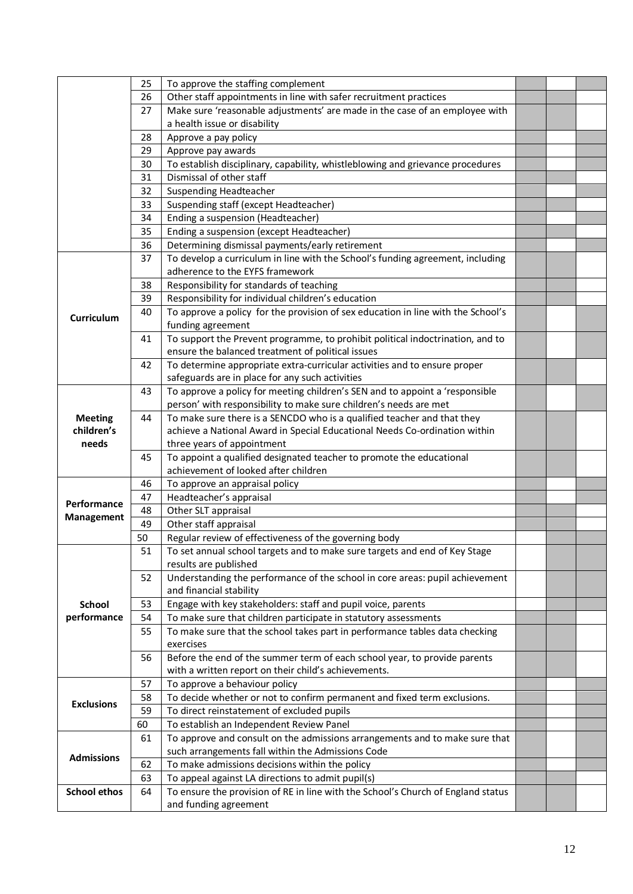| | | | | | |
|---|---|---|---|---|---|
| | 25 | To approve the staffing complement | | | |
| | 26 | Other staff appointments in line with safer recruitment practices | | | |
| | 27 | Make sure 'reasonable adjustments' are made in the case of an employee with a health issue or disability | | | |
| | 28 | Approve a pay policy | | | |
| | 29 | Approve pay awards | | | |
| | 30 | To establish disciplinary, capability, whistleblowing and grievance procedures | | | |
| | 31 | Dismissal of other staff | | | |
| | 32 | Suspending Headteacher | | | |
| | 33 | Suspending staff (except Headteacher) | | | |
| | 34 | Ending a suspension (Headteacher) | | | |
| | 35 | Ending a suspension (except Headteacher) | | | |
| | 36 | Determining dismissal payments/early retirement | | | |
| **Curriculum** | 37 | To develop a curriculum in line with the School's funding agreement, including adherence to the EYFS framework | | | |
| | 38 | Responsibility for standards of teaching | | | |
| | 39 | Responsibility for individual children's education | | | |
| | 40 | To approve a policy for the provision of sex education in line with the School's funding agreement | | | |
| | 41 | To support the Prevent programme, to prohibit political indoctrination, and to ensure the balanced treatment of political issues | | | |
| | 42 | To determine appropriate extra-curricular activities and to ensure proper safeguards are in place for any such activities | | | |
| **Meeting children's needs** | 43 | To approve a policy for meeting children's SEN and to appoint a 'responsible person' with responsibility to make sure children's needs are met | | | |
| | 44 | To make sure there is a SENCDO who is a qualified teacher and that they achieve a National Award in Special Educational Needs Co-ordination within three years of appointment | | | |
| | 45 | To appoint a qualified designated teacher to promote the educational achievement of looked after children | | | |
| **Performance Management** | 46 | To approve an appraisal policy | | | |
| | 47 | Headteacher's appraisal | | | |
| | 48 | Other SLT appraisal | | | |
| | 49 | Other staff appraisal | | | |
| | 50 | Regular review of effectiveness of the governing body | | | |
| **School performance** | 51 | To set annual school targets and to make sure targets and end of Key Stage results are published | | | |
| | 52 | Understanding the performance of the school in core areas: pupil achievement and financial stability | | | |
| | 53 | Engage with key stakeholders: staff and pupil voice, parents | | | |
| | 54 | To make sure that children participate in statutory assessments | | | |
| | 55 | To make sure that the school takes part in performance tables data checking exercises | | | |
| | 56 | Before the end of the summer term of each school year, to provide parents with a written report on their child's achievements. | | | |
| **Exclusions** | 57 | To approve a behaviour policy | | | |
| | 58 | To decide whether or not to confirm permanent and fixed term exclusions. | | | |
| | 59 | To direct reinstatement of excluded pupils | | | |
| | 60 | To establish an Independent Review Panel | | | |
| **Admissions** | 61 | To approve and consult on the admissions arrangements and to make sure that such arrangements fall within the Admissions Code | | | |
| | 62 | To make admissions decisions within the policy | | | |
| | 63 | To appeal against LA directions to admit pupil(s) | | | |
| **School ethos** | 64 | To ensure the provision of RE in line with the School's Church of England status and funding agreement | | | |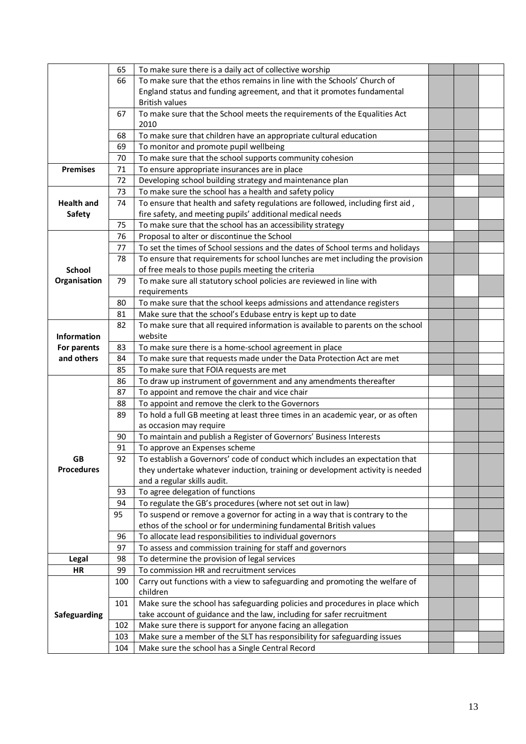| | | | | | |
|---|---|---|---|---|---|
| | 65 | To make sure there is a daily act of collective worship | | | |
| | 66 | To make sure that the ethos remains in line with the Schools' Church of England status and funding agreement, and that it promotes fundamental British values | | | |
| | 67 | To make sure that the School meets the requirements of the Equalities Act 2010 | | | |
| | 68 | To make sure that children have an appropriate cultural education | | | |
| | 69 | To monitor and promote pupil wellbeing | | | |
| | 70 | To make sure that the school supports community cohesion | | | |
| **Premises** | 71 | To ensure appropriate insurances are in place | | | |
| | 72 | Developing school building strategy and maintenance plan | | | |
| **Health and Safety** | 73 | To make sure the school has a health and safety policy | | | |
| | 74 | To ensure that health and safety regulations are followed, including first aid , fire safety, and meeting pupils' additional medical needs | | | |
| | 75 | To make sure that the school has an accessibility strategy | | | |
| **School Organisation** | 76 | Proposal to alter or discontinue the School | | | |
| | 77 | To set the times of School sessions and the dates of School terms and holidays | | | |
| | 78 | To ensure that requirements for school lunches are met including the provision of free meals to those pupils meeting the criteria | | | |
| | 79 | To make sure all statutory school policies are reviewed in line with requirements | | | |
| | 80 | To make sure that the school keeps admissions and attendance registers | | | |
| | 81 | Make sure that the school's Edubase entry is kept up to date | | | |
| **Information For parents and others** | 82 | To make sure that all required information is available to parents on the school website | | | |
| | 83 | To make sure there is a home-school agreement in place | | | |
| | 84 | To make sure that requests made under the Data Protection Act are met | | | |
| | 85 | To make sure that FOIA requests are met | | | |
| **GB Procedures** | 86 | To draw up instrument of government and any amendments thereafter | | | |
| | 87 | To appoint and remove the chair and vice chair | | | |
| | 88 | To appoint and remove the clerk to the Governors | | | |
| | 89 | To hold a full GB meeting at least three times in an academic year, or as often as occasion may require | | | |
| | 90 | To maintain and publish a Register of Governors' Business Interests | | | |
| | 91 | To approve an Expenses scheme | | | |
| | 92 | To establish a Governors' code of conduct which includes an expectation that they undertake whatever induction, training or development activity is needed and a regular skills audit. | | | |
| | 93 | To agree delegation of functions | | | |
| | 94 | To regulate the GB's procedures (where not set out in law) | | | |
| | 95 | To suspend or remove a governor for acting in a way that is contrary to the ethos of the school or for undermining fundamental British values | | | |
| | 96 | To allocate lead responsibilities to individual governors | | | |
| | 97 | To assess and commission training for staff and governors | | | |
| **Legal** | 98 | To determine the provision of legal services | | | |
| **HR** | 99 | To commission HR and recruitment services | | | |
| **Safeguarding** | 100 | Carry out functions with a view to safeguarding and promoting the welfare of children | | | |
| | 101 | Make sure the school has safeguarding policies and procedures in place which take account of guidance and the law, including for safer recruitment | | | |
| | 102 | Make sure there is support for anyone facing an allegation | | | |
| | 103 | Make sure a member of the SLT has responsibility for safeguarding issues | | | |
| | 104 | Make sure the school has a Single Central Record | | | |